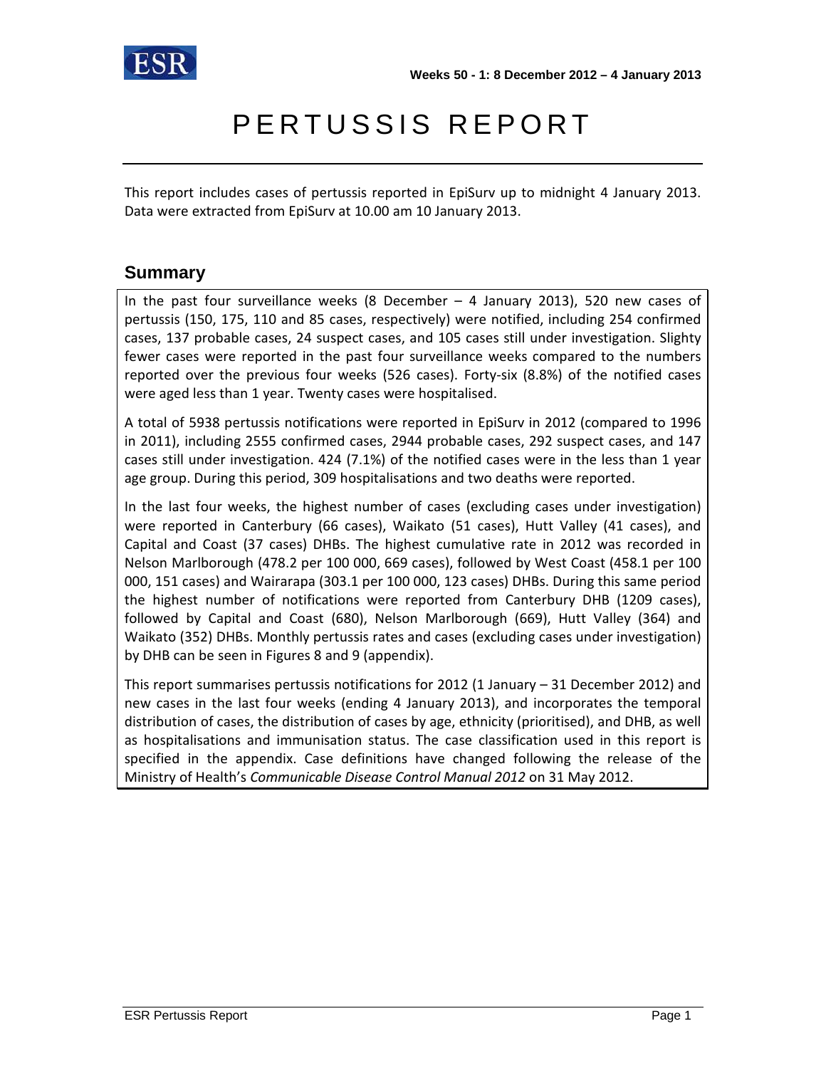Weeks 50 - 1: 8 December 2012 – 4 January 2013

# PERTUSSIS REPORT

This report includes cases of pertussis reported in EpiSurv up to midnight 4 January 2013. Data were extracted from EpiSurv at 10.00 am 10 January 2013.

## Summary

In the past four surveillance weeks (8 December – 4 January 2013), 520 new cases of pertussis (150, 175, 110 and 85 cases, respectively) were notified, including 254 confirmed cases, 137 probable cases, 24 suspect cases, and 105 cases still under investigation. Slighty fewer cases were reported in the past four surveillance weeks compared to the numbers reported over the previous four weeks (526 cases). Forty-six (8.8%) of the notified cases were aged less than 1 year. Twenty cases were hospitalised.

A total of 5938 pertussis notifications were reported in EpiSurv in 2012 (compared to 1996 in 2011), including 2555 confirmed cases, 2944 probable cases, 292 suspect cases, and 147 cases still under investigation. 424 (7.1%) of the notified cases were in the less than 1 year age group. During this period, 309 hospitalisations and two deaths were reported.

In the last four weeks, the highest number of cases (excluding cases under investigation) were reported in Canterbury (66 cases), Waikato (51 cases), Hutt Valley (41 cases), and Capital and Coast (37 cases) DHBs. The highest cumulative rate in 2012 was recorded in Nelson Marlborough (478.2 per 100 000, 669 cases), followed by West Coast (458.1 per 100 000, 151 cases) and Wairarapa (303.1 per 100 000, 123 cases) DHBs. During this same period the highest number of notifications were reported from Canterbury DHB (1209 cases), followed by Capital and Coast (680), Nelson Marlborough (669), Hutt Valley (364) and Waikato (352) DHBs. Monthly pertussis rates and cases (excluding cases under investigation) by DHB can be seen in Figures 8 and 9 (appendix).

This report summarises pertussis notifications for 2012 (1 January – 31 December 2012) and new cases in the last four weeks (ending 4 January 2013), and incorporates the temporal distribution of cases, the distribution of cases by age, ethnicity (prioritised), and DHB, as well as hospitalisations and immunisation status. The case classification used in this report is specified in the appendix. Case definitions have changed following the release of the Ministry of Health's *Communicable Disease Control Manual 2012* on 31 May 2012.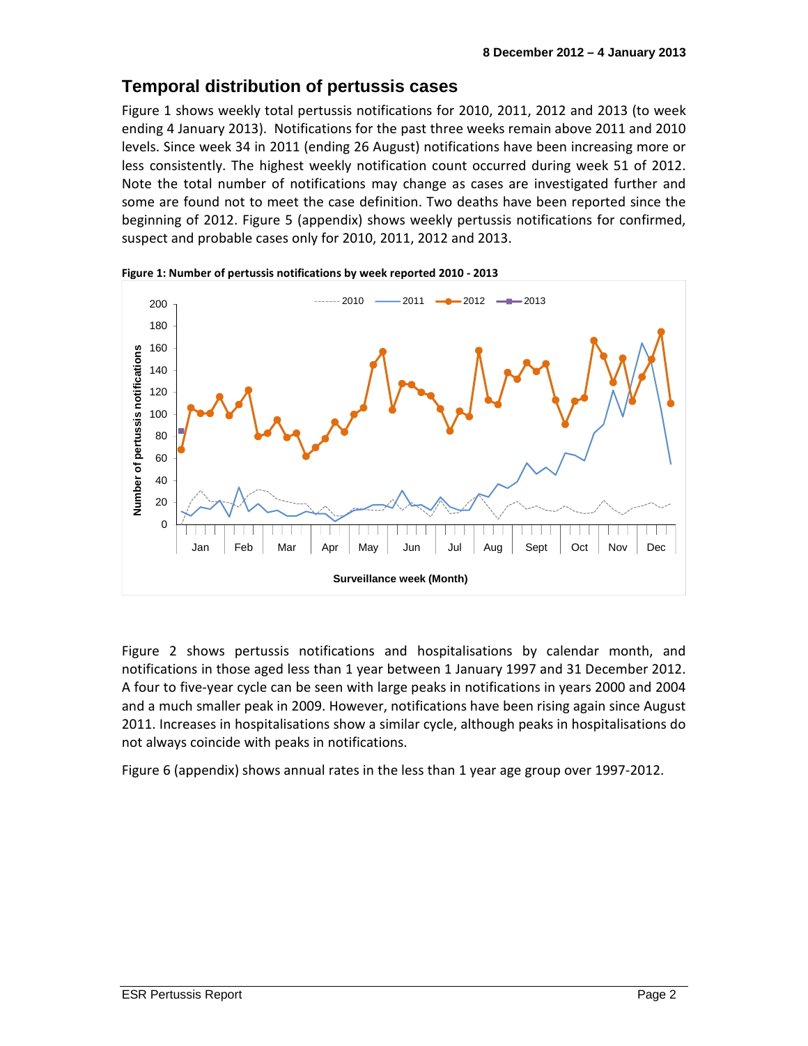## Temporal distribution of pertussis cases

Figure 1 shows weekly total pertussis notifications for 2010, 2011, 2012 and 2013 (to week ending 4 January 2013). Notifications for the past three weeks remain above 2011 and 2010 levels. Since week 34 in 2011 (ending 26 August) notifications have been increasing more or less consistently. The highest weekly notification count occurred during week 51 of 2012. Note the total number of notifications may change as cases are investigated further and some are found not to meet the case definition. Two deaths have been reported since the beginning of 2012. Figure 5 (appendix) shows weekly pertussis notifications for confirmed, suspect and probable cases only for 2010, 2011, 2012 and 2013.

**Figure 1: Number of pertussis notifications by week reported 2010 - 2013**

Figure 2 shows pertussis notifications and hospitalisations by calendar month, and notifications in those aged less than 1 year between 1 January 1997 and 31 December 2012. A four to five-year cycle can be seen with large peaks in notifications in years 2000 and 2004 and a much smaller peak in 2009. However, notifications have been rising again since August 2011. Increases in hospitalisations show a similar cycle, although peaks in hospitalisations do not always coincide with peaks in notifications.

Figure 6 (appendix) shows annual rates in the less than 1 year age group over 1997-2012.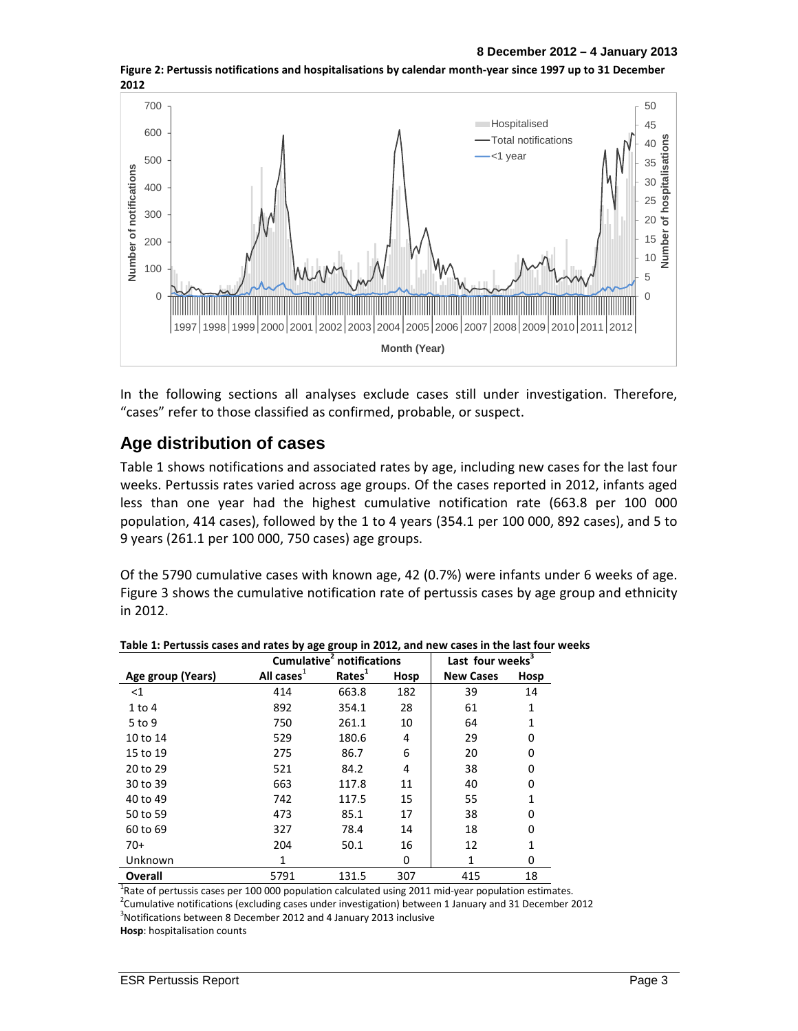**Figure 2: Pertussis notifications and hospitalisations by calendar month-year since 1997 up to 31 December 2012**

In the following sections all analyses exclude cases still under investigation. Therefore, "cases" refer to those classified as confirmed, probable, or suspect.

## Age distribution of cases

Table 1 shows notifications and associated rates by age, including new cases for the last four weeks. Pertussis rates varied across age groups. Of the cases reported in 2012, infants aged less than one year had the highest cumulative notification rate (663.8 per 100 000 population, 414 cases), followed by the 1 to 4 years (354.1 per 100 000, 892 cases), and 5 to 9 years (261.1 per 100 000, 750 cases) age groups.

Of the 5790 cumulative cases with known age, 42 (0.7%) were infants under 6 weeks of age. Figure 3 shows the cumulative notification rate of pertussis cases by age group and ethnicity in 2012.

**Table 1: Pertussis cases and rates by age group in 2012, and new cases in the last four weeks**

| | Cumulative[2] notifications | | | Last four weeks[3] | |
|---|---|---|---|---|---|
| Age group (Years) | All cases[1] | Rates[1] | Hosp | New Cases | Hosp |
| <1 | 414 | 663.8 | 182 | 39 | 14 |
| 1 to 4 | 892 | 354.1 | 28 | 61 | 1 |
| 5 to 9 | 750 | 261.1 | 10 | 64 | 1 |
| 10 to 14 | 529 | 180.6 | 4 | 29 | 0 |
| 15 to 19 | 275 | 86.7 | 6 | 20 | 0 |
| 20 to 29 | 521 | 84.2 | 4 | 38 | 0 |
| 30 to 39 | 663 | 117.8 | 11 | 40 | 0 |
| 40 to 49 | 742 | 117.5 | 15 | 55 | 1 |
| 50 to 59 | 473 | 85.1 | 17 | 38 | 0 |
| 60 to 69 | 327 | 78.4 | 14 | 18 | 0 |
| 70+ | 204 | 50.1 | 16 | 12 | 1 |
| Unknown | 1 | | 0 | 1 | 0 |
| **Overall** | 5791 | 131.5 | 307 | 415 | 18 |

[1]Rate of pertussis cases per 100 000 population calculated using 2011 mid-year population estimates.
[2]Cumulative notifications (excluding cases under investigation) between 1 January and 31 December 2012
[3]Notifications between 8 December 2012 and 4 January 2013 inclusive
**Hosp**: hospitalisation counts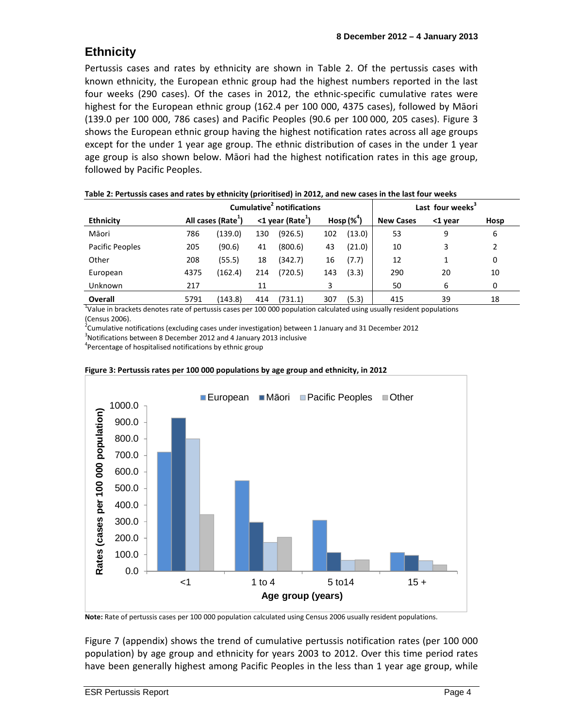## Ethnicity

Pertussis cases and rates by ethnicity are shown in Table 2. Of the pertussis cases with known ethnicity, the European ethnic group had the highest numbers reported in the last four weeks (290 cases). Of the cases in 2012, the ethnic-specific cumulative rates were highest for the European ethnic group (162.4 per 100 000, 4375 cases), followed by Māori (139.0 per 100 000, 786 cases) and Pacific Peoples (90.6 per 100 000, 205 cases). Figure 3 shows the European ethnic group having the highest notification rates across all age groups except for the under 1 year age group. The ethnic distribution of cases in the under 1 year age group is also shown below. Māori had the highest notification rates in this age group, followed by Pacific Peoples.

**Table 2: Pertussis cases and rates by ethnicity (prioritised) in 2012, and new cases in the last four weeks**

| | Cumulative[2] notifications | | | | | | Last four weeks[3] | | |
|---|---|---|---|---|---|---|---|---|---|
| **Ethnicity** | **All cases (Rate[1])** | | **<1 year (Rate[1])** | | **Hosp (%[4])** | | **New Cases** | **<1 year** | **Hosp** |
| Māori | 786 | (139.0) | 130 | (926.5) | 102 | (13.0) | 53 | 9 | 6 |
| Pacific Peoples | 205 | (90.6) | 41 | (800.6) | 43 | (21.0) | 10 | 3 | 2 |
| Other | 208 | (55.5) | 18 | (342.7) | 16 | (7.7) | 12 | 1 | 0 |
| European | 4375 | (162.4) | 214 | (720.5) | 143 | (3.3) | 290 | 20 | 10 |
| Unknown | 217 | | 11 | | 3 | | 50 | 6 | 0 |
| **Overall** | 5791 | (143.8) | 414 | (731.1) | 307 | (5.3) | 415 | 39 | 18 |

[1]Value in brackets denotes rate of pertussis cases per 100 000 population calculated using usually resident populations (Census 2006).
[2]Cumulative notifications (excluding cases under investigation) between 1 January and 31 December 2012
[3]Notifications between 8 December 2012 and 4 January 2013 inclusive
[4]Percentage of hospitalised notifications by ethnic group

**Figure 3: Pertussis rates per 100 000 populations by age group and ethnicity, in 2012**

**Note:** Rate of pertussis cases per 100 000 population calculated using Census 2006 usually resident populations.

Figure 7 (appendix) shows the trend of cumulative pertussis notification rates (per 100 000 population) by age group and ethnicity for years 2003 to 2012. Over this time period rates have been generally highest among Pacific Peoples in the less than 1 year age group, while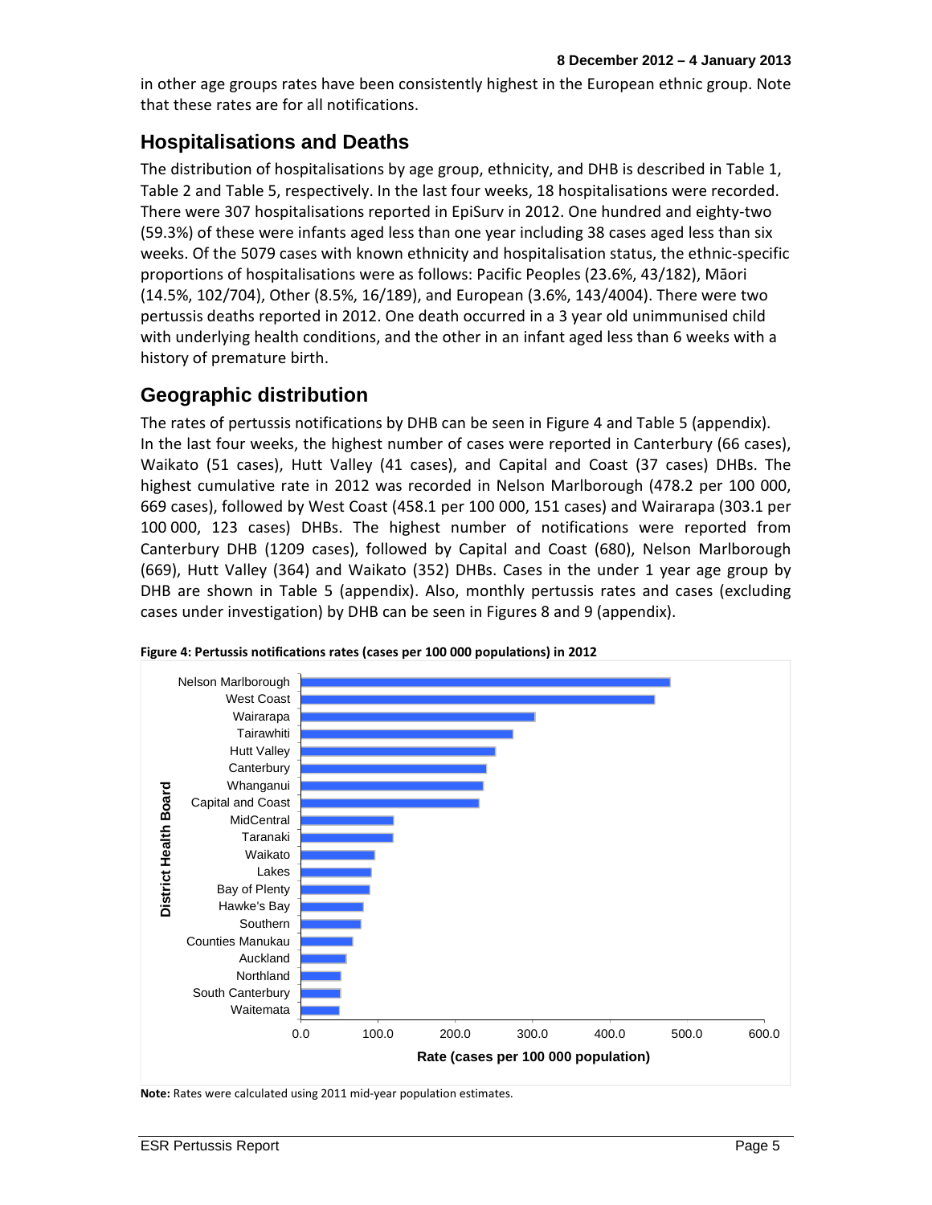in other age groups rates have been consistently highest in the European ethnic group. Note that these rates are for all notifications.

## Hospitalisations and Deaths

The distribution of hospitalisations by age group, ethnicity, and DHB is described in Table 1, Table 2 and Table 5, respectively. In the last four weeks, 18 hospitalisations were recorded. There were 307 hospitalisations reported in EpiSurv in 2012. One hundred and eighty-two (59.3%) of these were infants aged less than one year including 38 cases aged less than six weeks. Of the 5079 cases with known ethnicity and hospitalisation status, the ethnic-specific proportions of hospitalisations were as follows: Pacific Peoples (23.6%, 43/182), Māori (14.5%, 102/704), Other (8.5%, 16/189), and European (3.6%, 143/4004). There were two pertussis deaths reported in 2012. One death occurred in a 3 year old unimmunised child with underlying health conditions, and the other in an infant aged less than 6 weeks with a history of premature birth.

## Geographic distribution

The rates of pertussis notifications by DHB can be seen in Figure 4 and Table 5 (appendix). In the last four weeks, the highest number of cases were reported in Canterbury (66 cases), Waikato (51 cases), Hutt Valley (41 cases), and Capital and Coast (37 cases) DHBs. The highest cumulative rate in 2012 was recorded in Nelson Marlborough (478.2 per 100 000, 669 cases), followed by West Coast (458.1 per 100 000, 151 cases) and Wairarapa (303.1 per 100 000, 123 cases) DHBs. The highest number of notifications were reported from Canterbury DHB (1209 cases), followed by Capital and Coast (680), Nelson Marlborough (669), Hutt Valley (364) and Waikato (352) DHBs. Cases in the under 1 year age group by DHB are shown in Table 5 (appendix). Also, monthly pertussis rates and cases (excluding cases under investigation) by DHB can be seen in Figures 8 and 9 (appendix).

**Figure 4: Pertussis notifications rates (cases per 100 000 populations) in 2012**

**Note:** Rates were calculated using 2011 mid-year population estimates.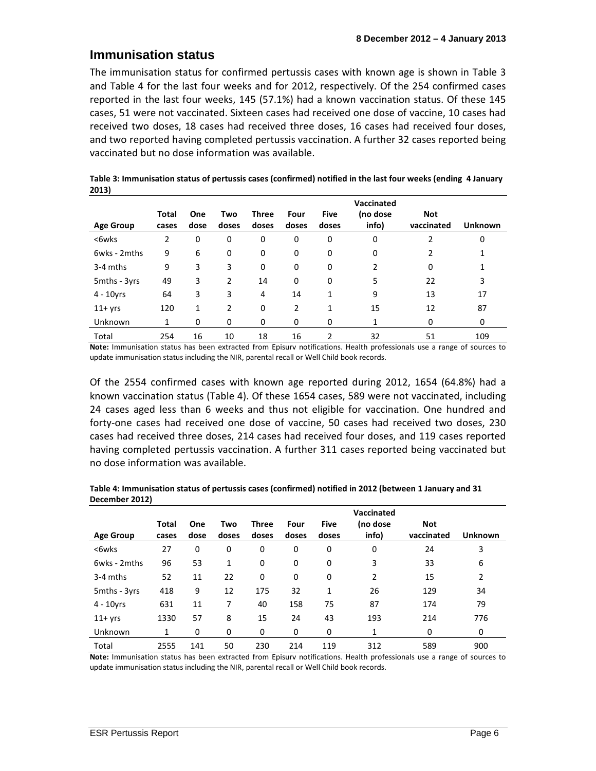## Immunisation status

The immunisation status for confirmed pertussis cases with known age is shown in Table 3 and Table 4 for the last four weeks and for 2012, respectively. Of the 254 confirmed cases reported in the last four weeks, 145 (57.1%) had a known vaccination status. Of these 145 cases, 51 were not vaccinated. Sixteen cases had received one dose of vaccine, 10 cases had received two doses, 18 cases had received three doses, 16 cases had received four doses, and two reported having completed pertussis vaccination. A further 32 cases reported being vaccinated but no dose information was available.

**Table 3: Immunisation status of pertussis cases (confirmed) notified in the last four weeks (ending 4 January 2013)**

| Age Group | Total cases | One dose | Two doses | Three doses | Four doses | Five doses | Vaccinated (no dose info) | Not vaccinated | Unknown |
|---|---|---|---|---|---|---|---|---|---|
| <6wks | 2 | 0 | 0 | 0 | 0 | 0 | 0 | 2 | 0 |
| 6wks - 2mths | 9 | 6 | 0 | 0 | 0 | 0 | 0 | 2 | 1 |
| 3-4 mths | 9 | 3 | 3 | 0 | 0 | 0 | 2 | 0 | 1 |
| 5mths - 3yrs | 49 | 3 | 2 | 14 | 0 | 0 | 5 | 22 | 3 |
| 4 - 10yrs | 64 | 3 | 3 | 4 | 14 | 1 | 9 | 13 | 17 |
| 11+ yrs | 120 | 1 | 2 | 0 | 2 | 1 | 15 | 12 | 87 |
| Unknown | 1 | 0 | 0 | 0 | 0 | 0 | 1 | 0 | 0 |
| Total | 254 | 16 | 10 | 18 | 16 | 2 | 32 | 51 | 109 |

**Note:** Immunisation status has been extracted from Episurv notifications. Health professionals use a range of sources to update immunisation status including the NIR, parental recall or Well Child book records.

Of the 2554 confirmed cases with known age reported during 2012, 1654 (64.8%) had a known vaccination status (Table 4). Of these 1654 cases, 589 were not vaccinated, including 24 cases aged less than 6 weeks and thus not eligible for vaccination. One hundred and forty-one cases had received one dose of vaccine, 50 cases had received two doses, 230 cases had received three doses, 214 cases had received four doses, and 119 cases reported having completed pertussis vaccination. A further 311 cases reported being vaccinated but no dose information was available.

**Table 4: Immunisation status of pertussis cases (confirmed) notified in 2012 (between 1 January and 31 December 2012)**

| Age Group | Total cases | One dose | Two doses | Three doses | Four doses | Five doses | Vaccinated (no dose info) | Not vaccinated | Unknown |
|---|---|---|---|---|---|---|---|---|---|
| <6wks | 27 | 0 | 0 | 0 | 0 | 0 | 0 | 24 | 3 |
| 6wks - 2mths | 96 | 53 | 1 | 0 | 0 | 0 | 3 | 33 | 6 |
| 3-4 mths | 52 | 11 | 22 | 0 | 0 | 0 | 2 | 15 | 2 |
| 5mths - 3yrs | 418 | 9 | 12 | 175 | 32 | 1 | 26 | 129 | 34 |
| 4 - 10yrs | 631 | 11 | 7 | 40 | 158 | 75 | 87 | 174 | 79 |
| 11+ yrs | 1330 | 57 | 8 | 15 | 24 | 43 | 193 | 214 | 776 |
| Unknown | 1 | 0 | 0 | 0 | 0 | 0 | 1 | 0 | 0 |
| Total | 2555 | 141 | 50 | 230 | 214 | 119 | 312 | 589 | 900 |

**Note:** Immunisation status has been extracted from Episurv notifications. Health professionals use a range of sources to update immunisation status including the NIR, parental recall or Well Child book records.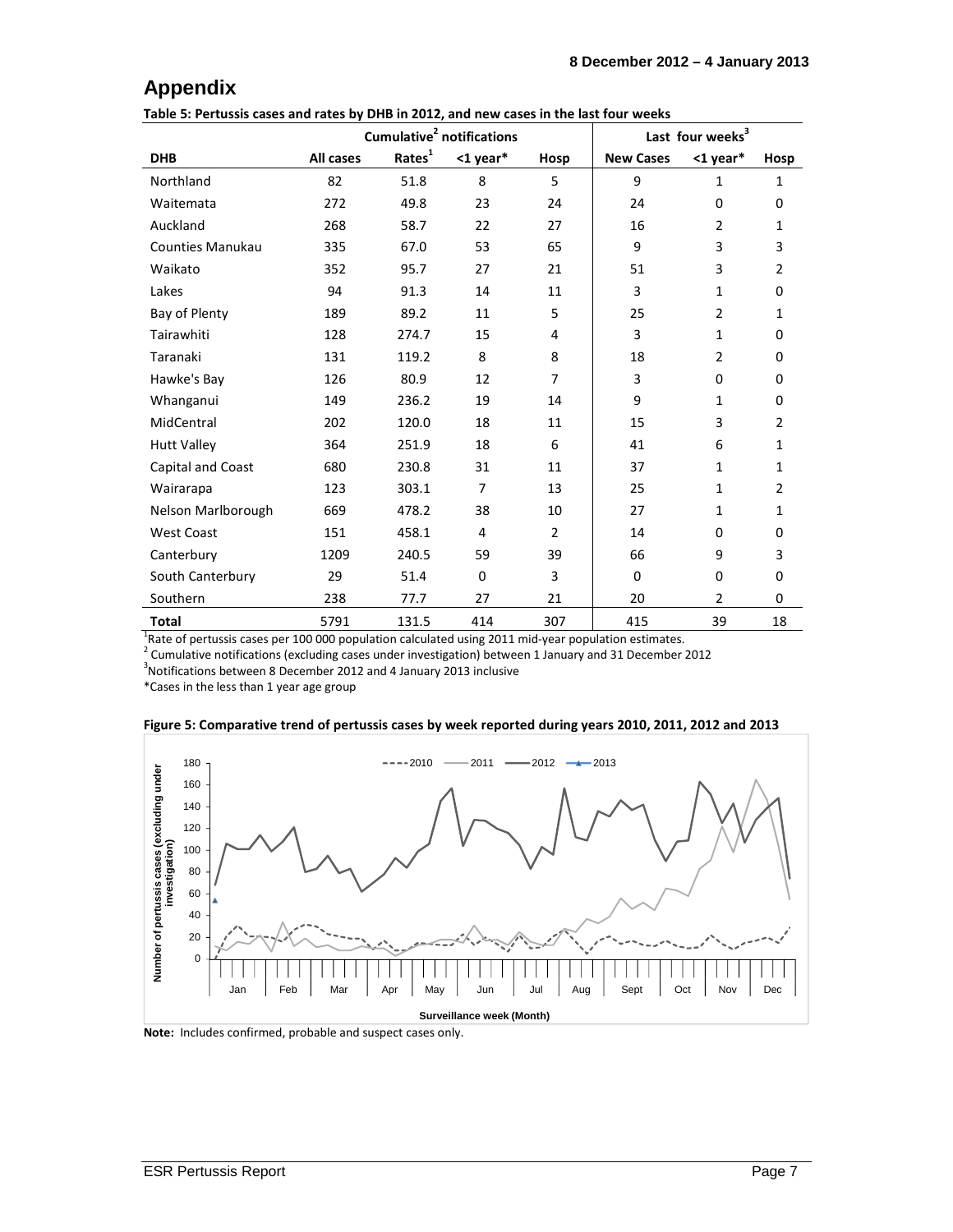# Appendix

**Table 5: Pertussis cases and rates by DHB in 2012, and new cases in the last four weeks**

| | Cumulative[2] notifications | | | | Last four weeks[3] | | |
|---|---|---|---|---|---|---|---|
| **DHB** | **All cases** | **Rates[1]** | **<1 year*** | **Hosp** | **New Cases** | **<1 year*** | **Hosp** |
| Northland | 82 | 51.8 | 8 | 5 | 9 | 1 | 1 |
| Waitemata | 272 | 49.8 | 23 | 24 | 24 | 0 | 0 |
| Auckland | 268 | 58.7 | 22 | 27 | 16 | 2 | 1 |
| Counties Manukau | 335 | 67.0 | 53 | 65 | 9 | 3 | 3 |
| Waikato | 352 | 95.7 | 27 | 21 | 51 | 3 | 2 |
| Lakes | 94 | 91.3 | 14 | 11 | 3 | 1 | 0 |
| Bay of Plenty | 189 | 89.2 | 11 | 5 | 25 | 2 | 1 |
| Tairawhiti | 128 | 274.7 | 15 | 4 | 3 | 1 | 0 |
| Taranaki | 131 | 119.2 | 8 | 8 | 18 | 2 | 0 |
| Hawke's Bay | 126 | 80.9 | 12 | 7 | 3 | 0 | 0 |
| Whanganui | 149 | 236.2 | 19 | 14 | 9 | 1 | 0 |
| MidCentral | 202 | 120.0 | 18 | 11 | 15 | 3 | 2 |
| Hutt Valley | 364 | 251.9 | 18 | 6 | 41 | 6 | 1 |
| Capital and Coast | 680 | 230.8 | 31 | 11 | 37 | 1 | 1 |
| Wairarapa | 123 | 303.1 | 7 | 13 | 25 | 1 | 2 |
| Nelson Marlborough | 669 | 478.2 | 38 | 10 | 27 | 1 | 1 |
| West Coast | 151 | 458.1 | 4 | 2 | 14 | 0 | 0 |
| Canterbury | 1209 | 240.5 | 59 | 39 | 66 | 9 | 3 |
| South Canterbury | 29 | 51.4 | 0 | 3 | 0 | 0 | 0 |
| Southern | 238 | 77.7 | 27 | 21 | 20 | 2 | 0 |
| **Total** | 5791 | 131.5 | 414 | 307 | 415 | 39 | 18 |

[1]Rate of pertussis cases per 100 000 population calculated using 2011 mid-year population estimates.
[2] Cumulative notifications (excluding cases under investigation) between 1 January and 31 December 2012
[3]Notifications between 8 December 2012 and 4 January 2013 inclusive
*Cases in the less than 1 year age group

**Figure 5: Comparative trend of pertussis cases by week reported during years 2010, 2011, 2012 and 2013**

**Note:** Includes confirmed, probable and suspect cases only.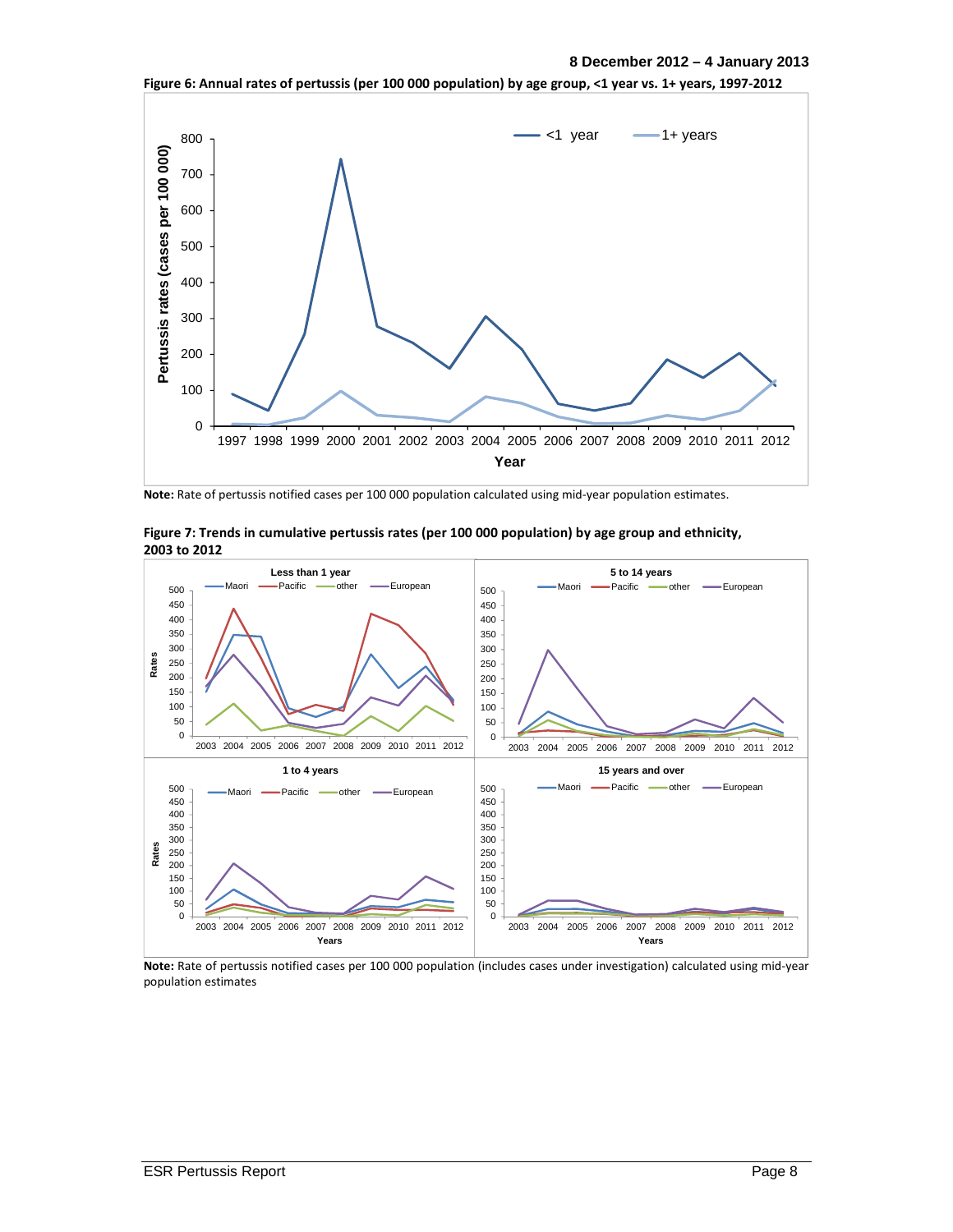Figure 6: Annual rates of pertussis (per 100 000 population) by age group, <1 year vs. 1+ years, 1997-2012

**Note:** Rate of pertussis notified cases per 100 000 population calculated using mid-year population estimates.

Figure 7: Trends in cumulative pertussis rates (per 100 000 population) by age group and ethnicity, 2003 to 2012

**Note:** Rate of pertussis notified cases per 100 000 population (includes cases under investigation) calculated using mid-year population estimates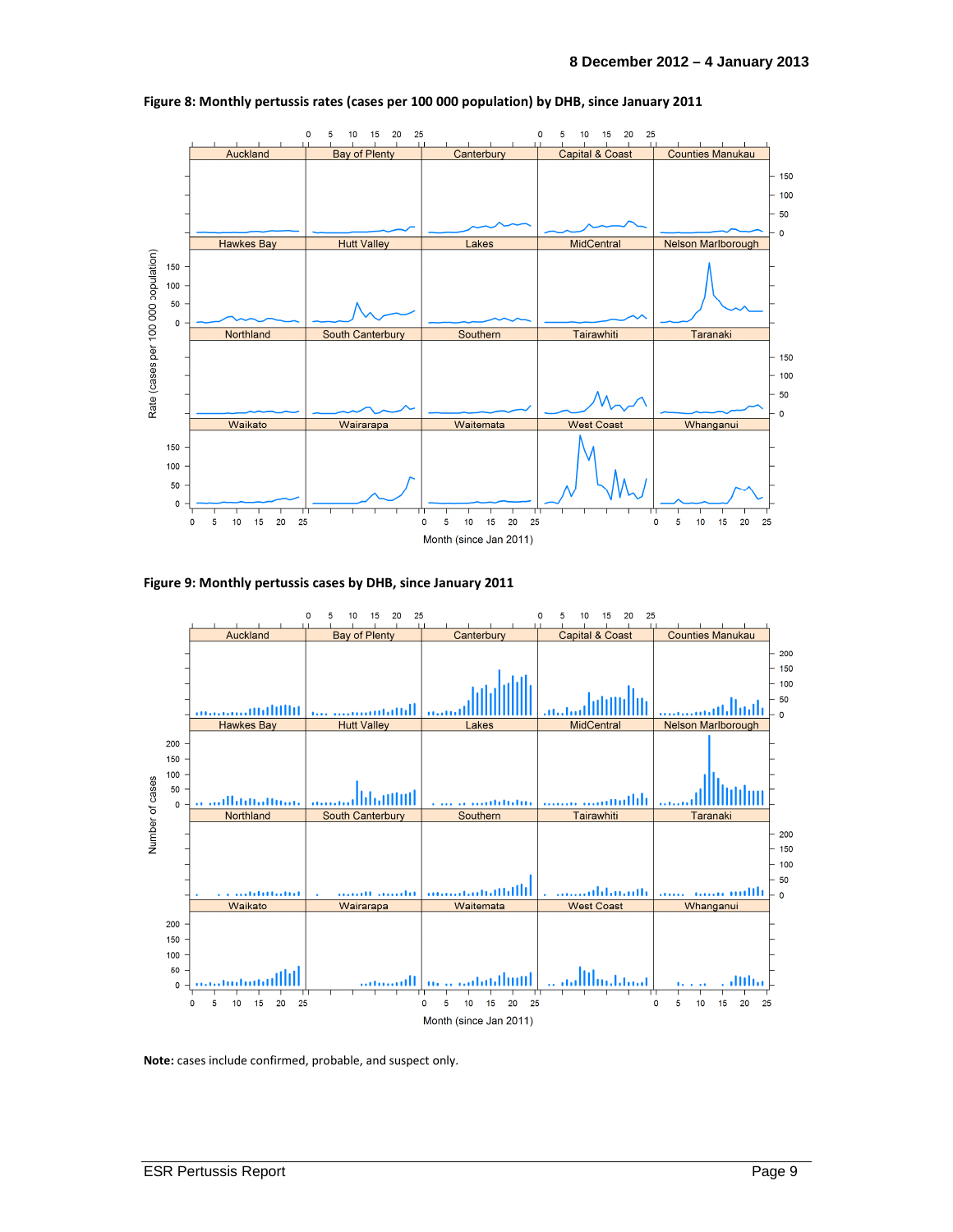**Figure 8: Monthly pertussis rates (cases per 100 000 population) by DHB, since January 2011**

**Figure 9: Monthly pertussis cases by DHB, since January 2011**

**Note:** cases include confirmed, probable, and suspect only.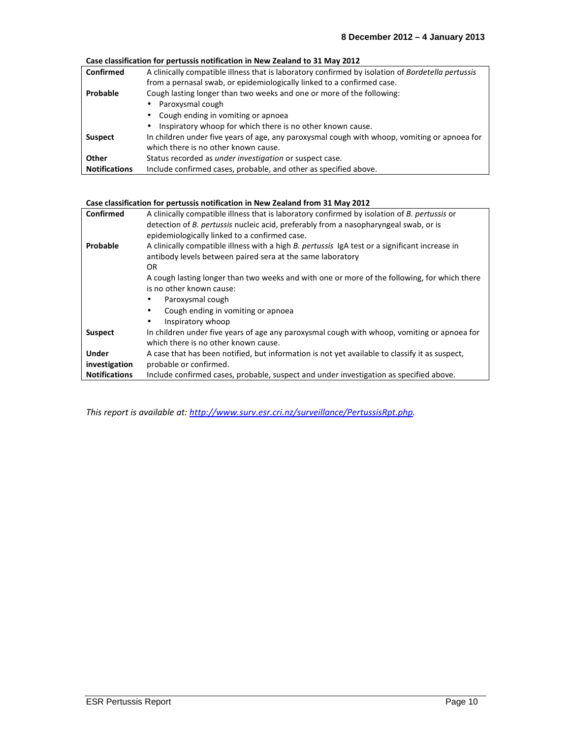**Case classification for pertussis notification in New Zealand to 31 May 2012**

| | |
|---|---|
| **Confirmed** | A clinically compatible illness that is laboratory confirmed by isolation of *Bordetella pertussis* from a pernasal swab, or epidemiologically linked to a confirmed case. |
| **Probable** | Cough lasting longer than two weeks and one or more of the following: <br>• Paroxysmal cough <br>• Cough ending in vomiting or apnoea <br>• Inspiratory whoop for which there is no other known cause. |
| **Suspect** | In children under five years of age, any paroxysmal cough with whoop, vomiting or apnoea for which there is no other known cause. |
| **Other** | Status recorded as *under investigation* or suspect case. |
| **Notifications** | Include confirmed cases, probable, and other as specified above. |

**Case classification for pertussis notification in New Zealand from 31 May 2012**

| | |
|---|---|
| **Confirmed** | A clinically compatible illness that is laboratory confirmed by isolation of *B. pertussis* or detection of *B. pertussis* nucleic acid, preferably from a nasopharyngeal swab, or is epidemiologically linked to a confirmed case. |
| **Probable** | A clinically compatible illness with a high *B. pertussis* IgA test or a significant increase in antibody levels between paired sera at the same laboratory <br>OR <br>A cough lasting longer than two weeks and with one or more of the following, for which there is no other known cause: <br>• Paroxysmal cough <br>• Cough ending in vomiting or apnoea <br>• Inspiratory whoop |
| **Suspect** | In children under five years of age any paroxysmal cough with whoop, vomiting or apnoea for which there is no other known cause. |
| **Under investigation** | A case that has been notified, but information is not yet available to classify it as suspect, probable or confirmed. |
| **Notifications** | Include confirmed cases, probable, suspect and under investigation as specified above. |

*This report is available at: http://www.surv.esr.cri.nz/surveillance/PertussisRpt.php.*